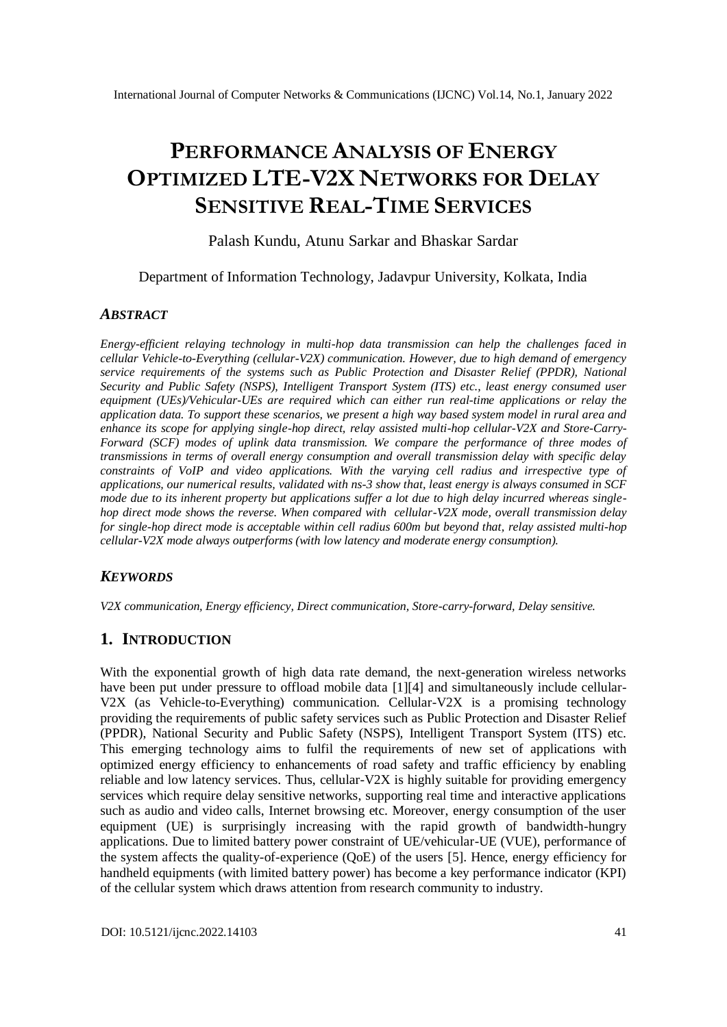# PERFORMANCE ANALYSIS OF ENERGY OPTIMIZED LTE-V2X NETWORKS FOR DELAY SENSITIVE REAL-TIME SERVICES

Palash Kundu, Atunu Sarkar and Bhaskar Sardar

Department of Information Technology, Jadavpur University, Kolkata, India

## *ABSTRACT*

*Energy-efficient relaying technology in multi-hop data transmission can help the challenges faced in cellular Vehicle-to-Everything (cellular-V2X) communication. However, due to high demand of emergency service requirements of the systems such as Public Protection and Disaster Relief (PPDR), National Security and Public Safety (NSPS), Intelligent Transport System (ITS) etc., least energy consumed user equipment (UEs)/Vehicular-UEs are required which can either run real-time applications or relay the application data. To support these scenarios, we present a high way based system model in rural area and enhance its scope for applying single-hop direct, relay assisted multi-hop cellular-V2X and Store-Carry-Forward (SCF) modes of uplink data transmission. We compare the performance of three modes of transmissions in terms of overall energy consumption and overall transmission delay with specific delay constraints of VoIP and video applications. With the varying cell radius and irrespective type of applications, our numerical results, validated with ns-3 show that, least energy is always consumed in SCF mode due to its inherent property but applications suffer a lot due to high delay incurred whereas single-hop direct mode shows the reverse. When compared with cellular-V2X mode, overall transmission delay for single-hop direct mode is acceptable within cell radius 600m but beyond that, relay assisted multi-hop cellular-V2X mode always outperforms (with low latency and moderate energy consumption).*

## *KEYWORDS*

*V2X communication, Energy efficiency, Direct communication, Store-carry-forward, Delay sensitive.*

## 1. INTRODUCTION

With the exponential growth of high data rate demand, the next-generation wireless networks have been put under pressure to offload mobile data [1][4] and simultaneously include cellular-V2X (as Vehicle-to-Everything) communication. Cellular-V2X is a promising technology providing the requirements of public safety services such as Public Protection and Disaster Relief (PPDR), National Security and Public Safety (NSPS), Intelligent Transport System (ITS) etc. This emerging technology aims to fulfil the requirements of new set of applications with optimized energy efficiency to enhancements of road safety and traffic efficiency by enabling reliable and low latency services. Thus, cellular-V2X is highly suitable for providing emergency services which require delay sensitive networks, supporting real time and interactive applications such as audio and video calls, Internet browsing etc. Moreover, energy consumption of the user equipment (UE) is surprisingly increasing with the rapid growth of bandwidth-hungry applications. Due to limited battery power constraint of UE/vehicular-UE (VUE), performance of the system affects the quality-of-experience (QoE) of the users [5]. Hence, energy efficiency for handheld equipments (with limited battery power) has become a key performance indicator (KPI) of the cellular system which draws attention from research community to industry.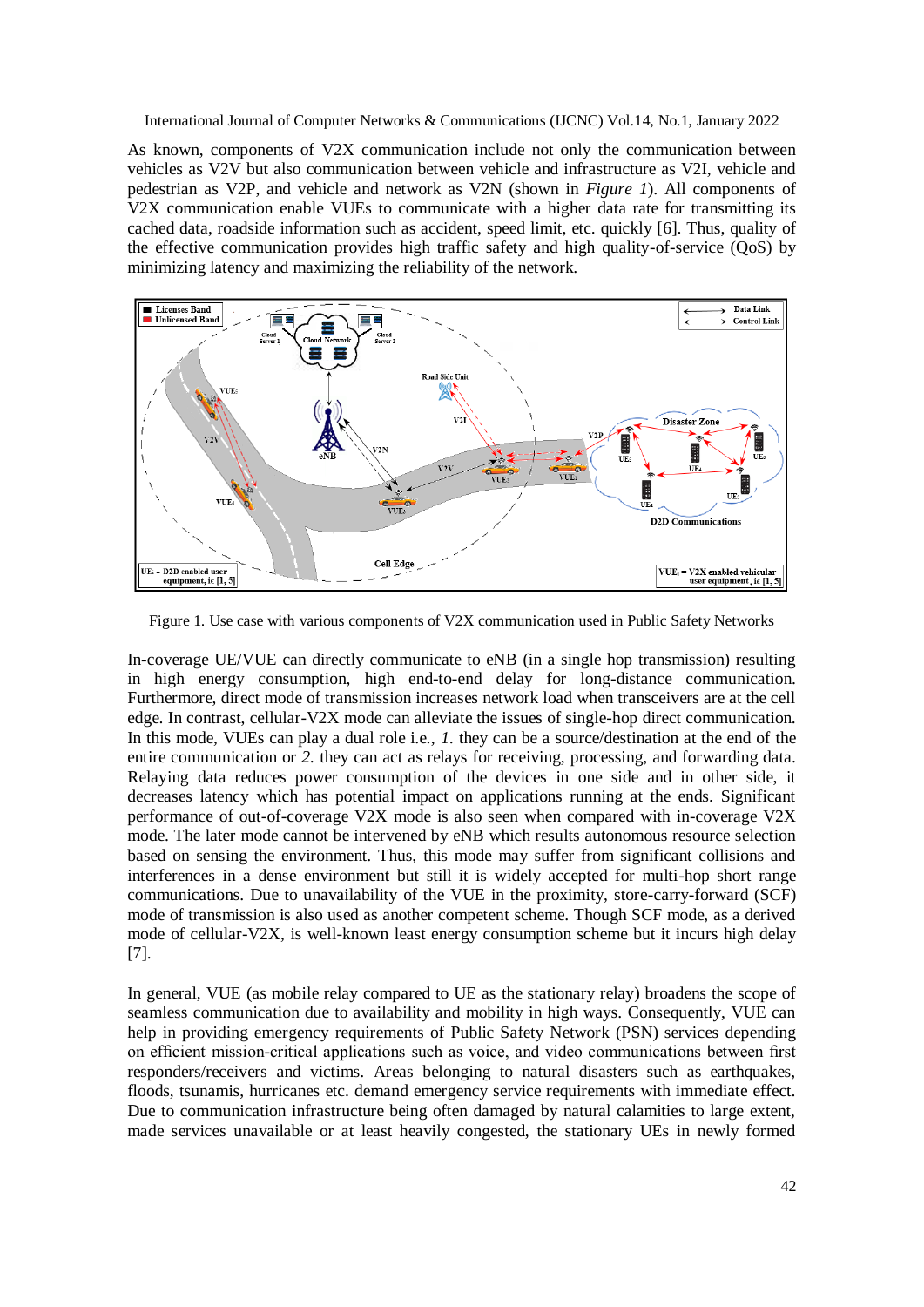As known, components of V2X communication include not only the communication between vehicles as V2V but also communication between vehicle and infrastructure as V2I, vehicle and pedestrian as V2P, and vehicle and network as V2N (shown in *Figure 1*). All components of V2X communication enable VUEs to communicate with a higher data rate for transmitting its cached data, roadside information such as accident, speed limit, etc. quickly [6]. Thus, quality of the effective communication provides high traffic safety and high quality-of-service (QoS) by minimizing latency and maximizing the reliability of the network.

Figure 1. Use case with various components of V2X communication used in Public Safety Networks

In-coverage UE/VUE can directly communicate to eNB (in a single hop transmission) resulting in high energy consumption, high end-to-end delay for long-distance communication. Furthermore, direct mode of transmission increases network load when transceivers are at the cell edge. In contrast, cellular-V2X mode can alleviate the issues of single-hop direct communication. In this mode, VUEs can play a dual role i.e., *1.* they can be a source/destination at the end of the entire communication or *2.* they can act as relays for receiving, processing, and forwarding data. Relaying data reduces power consumption of the devices in one side and in other side, it decreases latency which has potential impact on applications running at the ends. Significant performance of out-of-coverage V2X mode is also seen when compared with in-coverage V2X mode. The later mode cannot be intervened by eNB which results autonomous resource selection based on sensing the environment. Thus, this mode may suffer from significant collisions and interferences in a dense environment but still it is widely accepted for multi-hop short range communications. Due to unavailability of the VUE in the proximity, store-carry-forward (SCF) mode of transmission is also used as another competent scheme. Though SCF mode, as a derived mode of cellular-V2X, is well-known least energy consumption scheme but it incurs high delay [7].

In general, VUE (as mobile relay compared to UE as the stationary relay) broadens the scope of seamless communication due to availability and mobility in high ways. Consequently, VUE can help in providing emergency requirements of Public Safety Network (PSN) services depending on efficient mission-critical applications such as voice, and video communications between first responders/receivers and victims. Areas belonging to natural disasters such as earthquakes, floods, tsunamis, hurricanes etc. demand emergency service requirements with immediate effect. Due to communication infrastructure being often damaged by natural calamities to large extent, made services unavailable or at least heavily congested, the stationary UEs in newly formed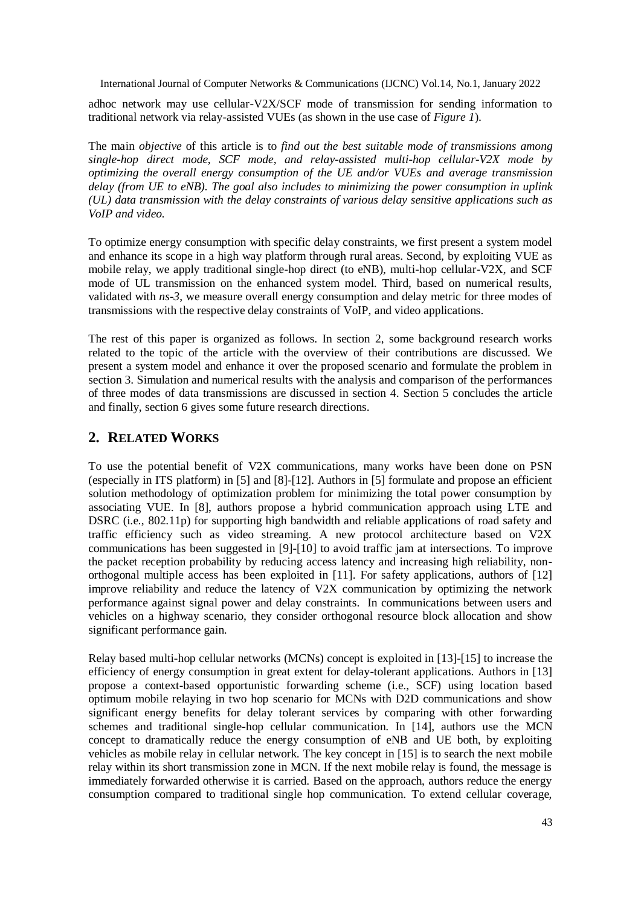adhoc network may use cellular-V2X/SCF mode of transmission for sending information to traditional network via relay-assisted VUEs (as shown in the use case of *Figure 1*).

The main *objective* of this article is to *find out the best suitable mode of transmissions among single-hop direct mode, SCF mode, and relay-assisted multi-hop cellular-V2X mode by optimizing the overall energy consumption of the UE and/or VUEs and average transmission delay (from UE to eNB). The goal also includes to minimizing the power consumption in uplink (UL) data transmission with the delay constraints of various delay sensitive applications such as VoIP and video.*

To optimize energy consumption with specific delay constraints, we first present a system model and enhance its scope in a high way platform through rural areas. Second, by exploiting VUE as mobile relay, we apply traditional single-hop direct (to eNB), multi-hop cellular-V2X, and SCF mode of UL transmission on the enhanced system model. Third, based on numerical results, validated with *ns-3*, we measure overall energy consumption and delay metric for three modes of transmissions with the respective delay constraints of VoIP, and video applications.

The rest of this paper is organized as follows. In section 2, some background research works related to the topic of the article with the overview of their contributions are discussed. We present a system model and enhance it over the proposed scenario and formulate the problem in section 3. Simulation and numerical results with the analysis and comparison of the performances of three modes of data transmissions are discussed in section 4. Section 5 concludes the article and finally, section 6 gives some future research directions.

## 2. RELATED WORKS

To use the potential benefit of V2X communications, many works have been done on PSN (especially in ITS platform) in [5] and [8]-[12]. Authors in [5] formulate and propose an efficient solution methodology of optimization problem for minimizing the total power consumption by associating VUE. In [8], authors propose a hybrid communication approach using LTE and DSRC (i.e., 802.11p) for supporting high bandwidth and reliable applications of road safety and traffic efficiency such as video streaming. A new protocol architecture based on V2X communications has been suggested in [9]-[10] to avoid traffic jam at intersections. To improve the packet reception probability by reducing access latency and increasing high reliability, non-orthogonal multiple access has been exploited in [11]. For safety applications, authors of [12] improve reliability and reduce the latency of V2X communication by optimizing the network performance against signal power and delay constraints. In communications between users and vehicles on a highway scenario, they consider orthogonal resource block allocation and show significant performance gain.

Relay based multi-hop cellular networks (MCNs) concept is exploited in [13]-[15] to increase the efficiency of energy consumption in great extent for delay-tolerant applications. Authors in [13] propose a context-based opportunistic forwarding scheme (i.e., SCF) using location based optimum mobile relaying in two hop scenario for MCNs with D2D communications and show significant energy benefits for delay tolerant services by comparing with other forwarding schemes and traditional single-hop cellular communication. In [14], authors use the MCN concept to dramatically reduce the energy consumption of eNB and UE both, by exploiting vehicles as mobile relay in cellular network. The key concept in [15] is to search the next mobile relay within its short transmission zone in MCN. If the next mobile relay is found, the message is immediately forwarded otherwise it is carried. Based on the approach, authors reduce the energy consumption compared to traditional single hop communication. To extend cellular coverage,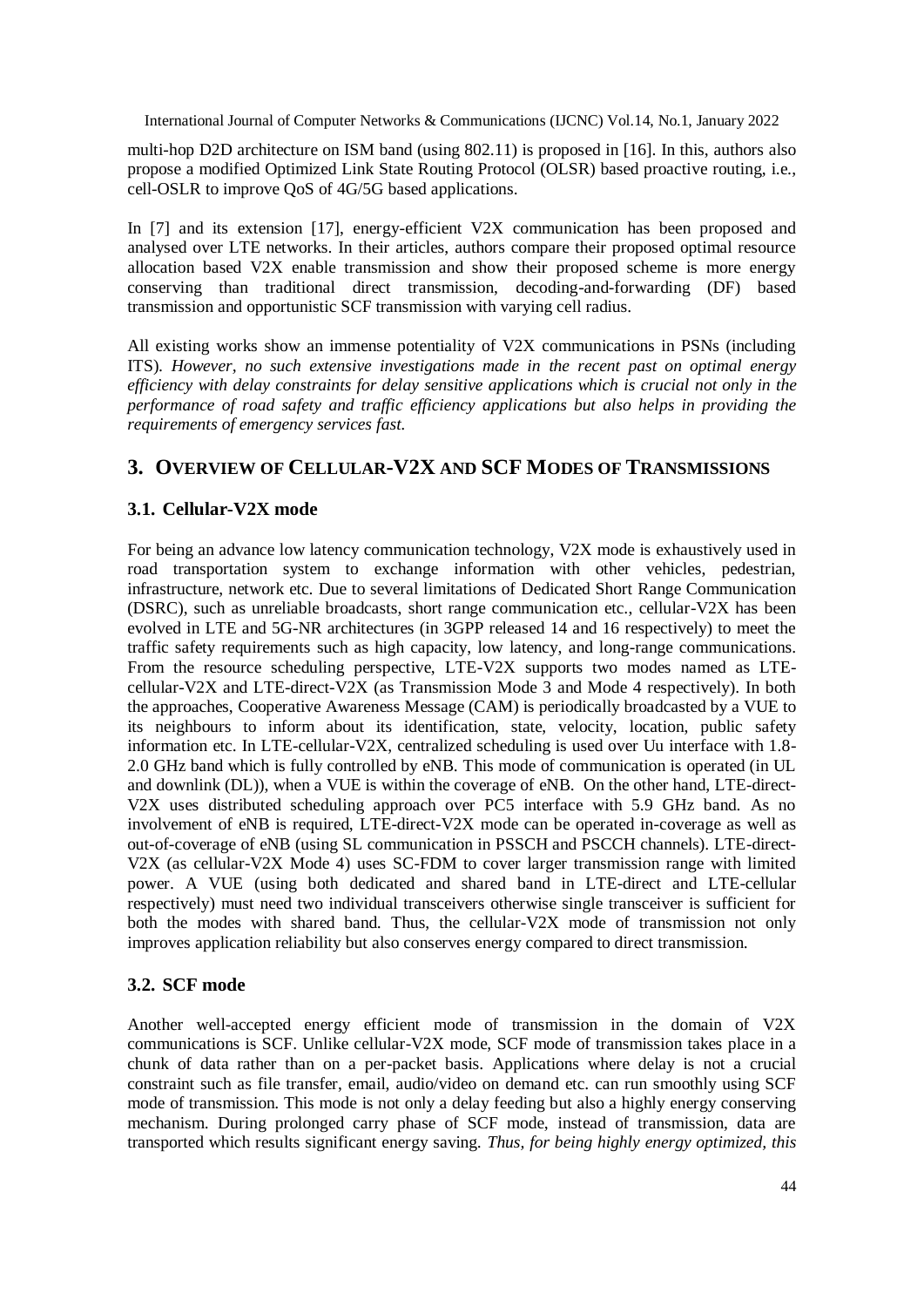multi-hop D2D architecture on ISM band (using 802.11) is proposed in [16]. In this, authors also propose a modified Optimized Link State Routing Protocol (OLSR) based proactive routing, i.e., cell-OSLR to improve QoS of 4G/5G based applications.

In [7] and its extension [17], energy-efficient V2X communication has been proposed and analysed over LTE networks. In their articles, authors compare their proposed optimal resource allocation based V2X enable transmission and show their proposed scheme is more energy conserving than traditional direct transmission, decoding-and-forwarding (DF) based transmission and opportunistic SCF transmission with varying cell radius.

All existing works show an immense potentiality of V2X communications in PSNs (including ITS). *However, no such extensive investigations made in the recent past on optimal energy efficiency with delay constraints for delay sensitive applications which is crucial not only in the performance of road safety and traffic efficiency applications but also helps in providing the requirements of emergency services fast.*

## 3. Overview of Cellular-V2X and SCF Modes of Transmissions

### 3.1. Cellular-V2X mode

For being an advance low latency communication technology, V2X mode is exhaustively used in road transportation system to exchange information with other vehicles, pedestrian, infrastructure, network etc. Due to several limitations of Dedicated Short Range Communication (DSRC), such as unreliable broadcasts, short range communication etc., cellular-V2X has been evolved in LTE and 5G-NR architectures (in 3GPP released 14 and 16 respectively) to meet the traffic safety requirements such as high capacity, low latency, and long-range communications. From the resource scheduling perspective, LTE-V2X supports two modes named as LTE-cellular-V2X and LTE-direct-V2X (as Transmission Mode 3 and Mode 4 respectively). In both the approaches, Cooperative Awareness Message (CAM) is periodically broadcasted by a VUE to its neighbours to inform about its identification, state, velocity, location, public safety information etc. In LTE-cellular-V2X, centralized scheduling is used over Uu interface with 1.8-2.0 GHz band which is fully controlled by eNB. This mode of communication is operated (in UL and downlink (DL)), when a VUE is within the coverage of eNB. On the other hand, LTE-direct-V2X uses distributed scheduling approach over PC5 interface with 5.9 GHz band. As no involvement of eNB is required, LTE-direct-V2X mode can be operated in-coverage as well as out-of-coverage of eNB (using SL communication in PSSCH and PSCCH channels). LTE-direct-V2X (as cellular-V2X Mode 4) uses SC-FDM to cover larger transmission range with limited power. A VUE (using both dedicated and shared band in LTE-direct and LTE-cellular respectively) must need two individual transceivers otherwise single transceiver is sufficient for both the modes with shared band. Thus, the cellular-V2X mode of transmission not only improves application reliability but also conserves energy compared to direct transmission.

### 3.2. SCF mode

Another well-accepted energy efficient mode of transmission in the domain of V2X communications is SCF. Unlike cellular-V2X mode, SCF mode of transmission takes place in a chunk of data rather than on a per-packet basis. Applications where delay is not a crucial constraint such as file transfer, email, audio/video on demand etc. can run smoothly using SCF mode of transmission. This mode is not only a delay feeding but also a highly energy conserving mechanism. During prolonged carry phase of SCF mode, instead of transmission, data are transported which results significant energy saving. *Thus, for being highly energy optimized, this*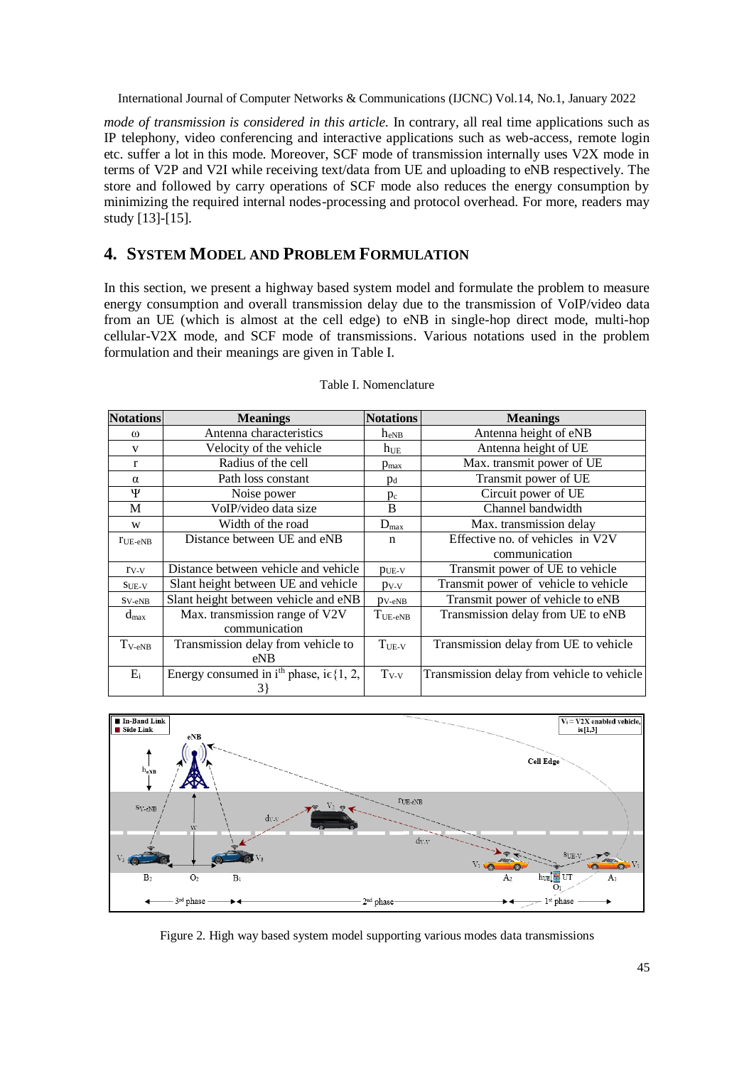*mode of transmission is considered in this article.* In contrary, all real time applications such as IP telephony, video conferencing and interactive applications such as web-access, remote login etc. suffer a lot in this mode. Moreover, SCF mode of transmission internally uses V2X mode in terms of V2P and V2I while receiving text/data from UE and uploading to eNB respectively. The store and followed by carry operations of SCF mode also reduces the energy consumption by minimizing the required internal nodes-processing and protocol overhead. For more, readers may study [13]-[15].

## 4. System Model and Problem Formulation

In this section, we present a highway based system model and formulate the problem to measure energy consumption and overall transmission delay due to the transmission of VoIP/video data from an UE (which is almost at the cell edge) to eNB in single-hop direct mode, multi-hop cellular-V2X mode, and SCF mode of transmissions. Various notations used in the problem formulation and their meanings are given in Table I.

Table I. Nomenclature

| Notations | Meanings | Notations | Meanings |
|---|---|---|---|
| $\omega$ | Antenna characteristics | $h_{eNB}$ | Antenna height of eNB |
| $v$ | Velocity of the vehicle | $h_{UE}$ | Antenna height of UE |
| $r$ | Radius of the cell | $p_{max}$ | Max. transmit power of UE |
| $\alpha$ | Path loss constant | $p_d$ | Transmit power of UE |
| $\Psi$ | Noise power | $p_c$ | Circuit power of UE |
| M | VoIP/video data size | B | Channel bandwidth |
| w | Width of the road | $D_{max}$ | Max. transmission delay |
| $r_{UE\text{-}eNB}$ | Distance between UE and eNB | n | Effective no. of vehicles in V2V communication |
| $r_{V\text{-}V}$ | Distance between vehicle and vehicle | $p_{UE\text{-}V}$ | Transmit power of UE to vehicle |
| $s_{UE\text{-}V}$ | Slant height between UE and vehicle | $p_{V\text{-}V}$ | Transmit power of vehicle to vehicle |
| $s_{V\text{-}eNB}$ | Slant height between vehicle and eNB | $p_{V\text{-}eNB}$ | Transmit power of vehicle to eNB |
| $d_{max}$ | Max. transmission range of V2V communication | $T_{UE\text{-}eNB}$ | Transmission delay from UE to eNB |
| $T_{V\text{-}eNB}$ | Transmission delay from vehicle to eNB | $T_{UE\text{-}V}$ | Transmission delay from UE to vehicle |
| $E_i$ | Energy consumed in $i^{th}$ phase, $i \in \{1, 2, 3\}$ | $T_{V\text{-}V}$ | Transmission delay from vehicle to vehicle |

Figure 2. High way based system model supporting various modes data transmissions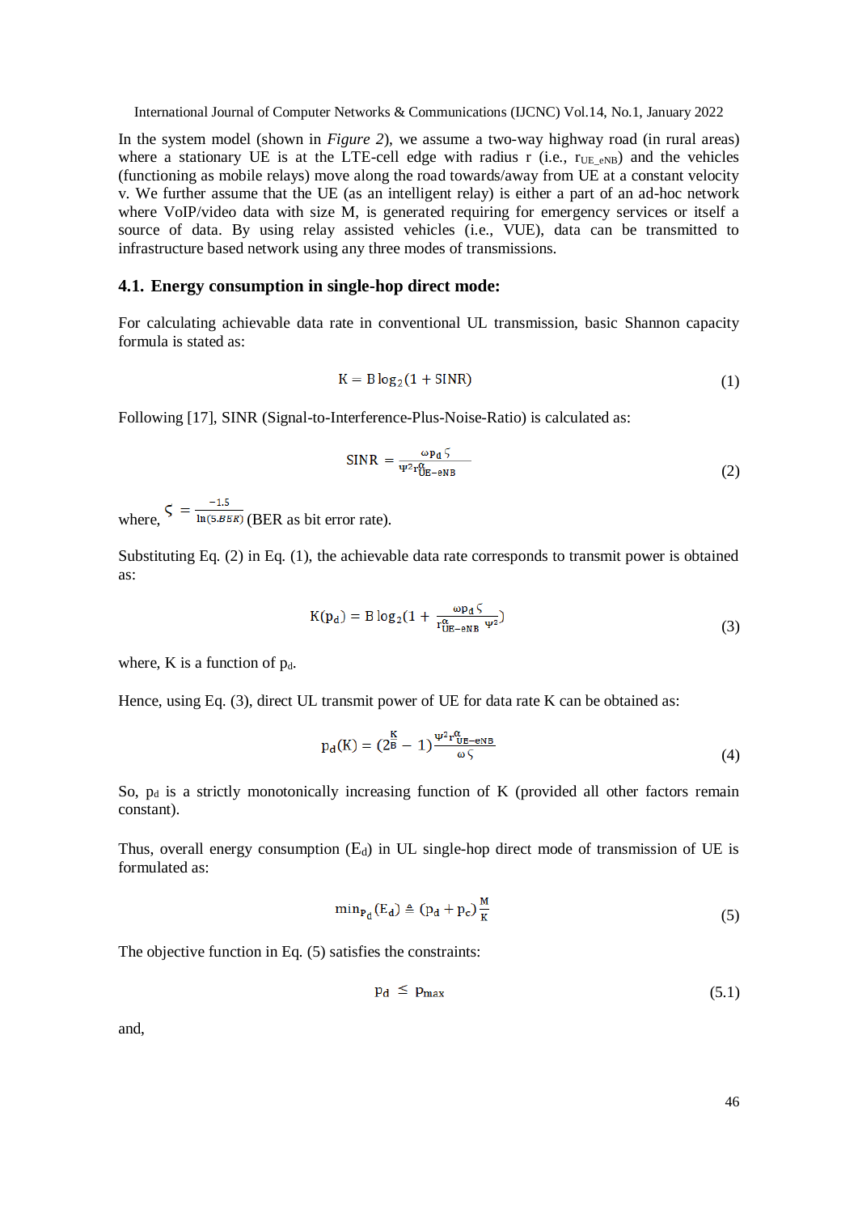In the system model (shown in *Figure 2*), we assume a two-way highway road (in rural areas) where a stationary UE is at the LTE-cell edge with radius r (i.e., $r_{UE\_eNB}$) and the vehicles (functioning as mobile relays) move along the road towards/away from UE at a constant velocity v. We further assume that the UE (as an intelligent relay) is either a part of an ad-hoc network where VoIP/video data with size M, is generated requiring for emergency services or itself a source of data. By using relay assisted vehicles (i.e., VUE), data can be transmitted to infrastructure based network using any three modes of transmissions.

### 4.1. Energy consumption in single-hop direct mode:

For calculating achievable data rate in conventional UL transmission, basic Shannon capacity formula is stated as:

$$K = B \log_2(1 + \text{SINR}) \tag{1}$$

Following [17], SINR (Signal-to-Interference-Plus-Noise-Ratio) is calculated as:

$$\text{SINR} = \frac{\omega p_d \varsigma}{\Psi^2 r_{UE-eNB}^{\alpha}} \tag{2}$$

where, $\varsigma = \frac{-1.5}{\ln(5.BER)}$ (BER as bit error rate).

Substituting Eq. (2) in Eq. (1), the achievable data rate corresponds to transmit power is obtained as:

$$K(p_d) = B \log_2\left(1 + \frac{\omega p_d \varsigma}{r_{UE-eNB}^{\alpha} \Psi^2}\right) \tag{3}$$

where, K is a function of $p_d$.

Hence, using Eq. (3), direct UL transmit power of UE for data rate K can be obtained as:

$$p_d(K) = \left(2^{\frac{K}{B}} - 1\right)\frac{\Psi^2 r_{UE-eNB}^{\alpha}}{\omega \varsigma} \tag{4}$$

So, $p_d$ is a strictly monotonically increasing function of K (provided all other factors remain constant).

Thus, overall energy consumption ($E_d$) in UL single-hop direct mode of transmission of UE is formulated as:

$$\min_{p_d}(E_d) \triangleq (p_d + p_c)\frac{M}{K} \tag{5}$$

The objective function in Eq. (5) satisfies the constraints:

$$p_d \leq p_{max} \tag{5.1}$$

and,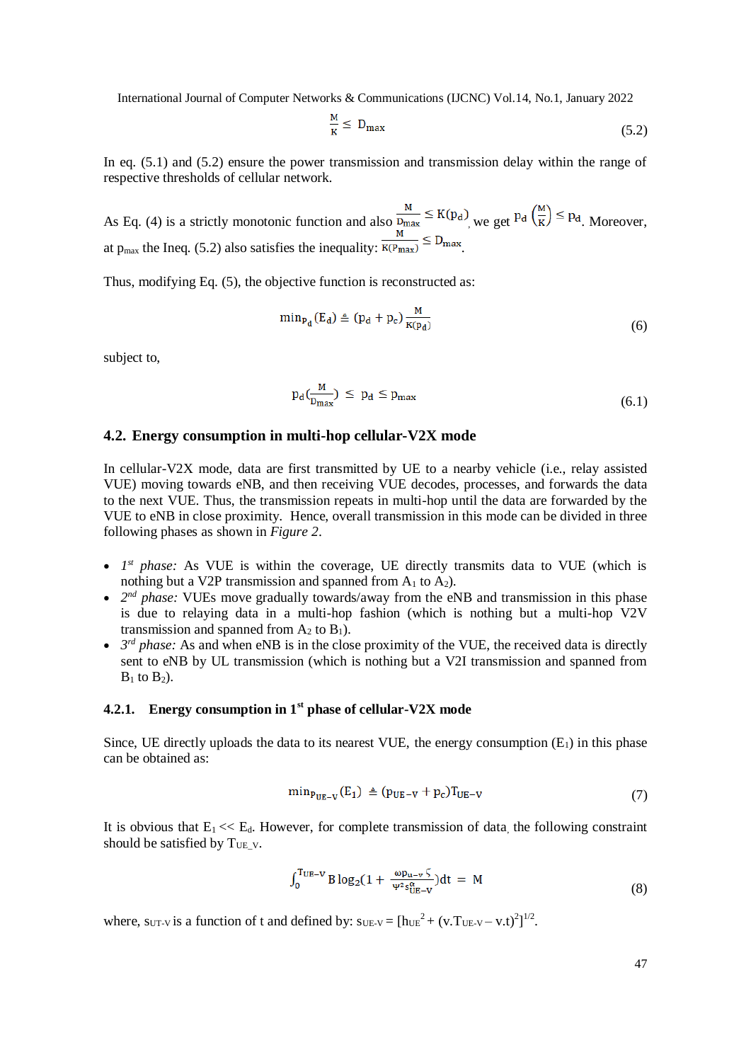$$\frac{M}{K} \leq D_{max} \tag{5.2}$$

In eq. (5.1) and (5.2) ensure the power transmission and transmission delay within the range of respective thresholds of cellular network.

As Eq. (4) is a strictly monotonic function and also $\frac{M}{D_{max}} \leq K(p_d)$, we get $p_d\left(\frac{M}{K}\right) \leq p_d$. Moreover, at $p_{max}$ the Ineq. (5.2) also satisfies the inequality: $\frac{M}{K(p_{max})} \leq D_{max}$.

Thus, modifying Eq. (5), the objective function is reconstructed as:

$$\min_{p_d}(E_d) \triangleq (p_d + p_c)\frac{M}{K(p_d)} \tag{6}$$

subject to,

$$p_d\left(\frac{M}{D_{max}}\right) \leq p_d \leq p_{max} \tag{6.1}$$

### 4.2. Energy consumption in multi-hop cellular-V2X mode

In cellular-V2X mode, data are first transmitted by UE to a nearby vehicle (i.e., relay assisted VUE) moving towards eNB, and then receiving VUE decodes, processes, and forwards the data to the next VUE. Thus, the transmission repeats in multi-hop until the data are forwarded by the VUE to eNB in close proximity. Hence, overall transmission in this mode can be divided in three following phases as shown in *Figure 2*.

- *1st phase:* As VUE is within the coverage, UE directly transmits data to VUE (which is nothing but a V2P transmission and spanned from $A_1$ to $A_2$).
- *2nd phase:* VUEs move gradually towards/away from the eNB and transmission in this phase is due to relaying data in a multi-hop fashion (which is nothing but a multi-hop V2V transmission and spanned from $A_2$ to $B_1$).
- *3rd phase:* As and when eNB is in the close proximity of the VUE, the received data is directly sent to eNB by UL transmission (which is nothing but a V2I transmission and spanned from $B_1$ to $B_2$).

#### 4.2.1. Energy consumption in 1st phase of cellular-V2X mode

Since, UE directly uploads the data to its nearest VUE, the energy consumption ($E_1$) in this phase can be obtained as:

$$\min_{p_{UE-V}}(E_1) \triangleq (p_{UE-V} + p_c)T_{UE-V} \tag{7}$$

It is obvious that $E_1 << E_d$. However, for complete transmission of data, the following constraint should be satisfied by $T_{UE\_V}$.

$$\int_0^{T_{UE-V}} B\log_2\left(1 + \frac{\omega p_{u-v}\,\varsigma}{\Psi^2 s_{UE-V}^{\alpha}}\right)dt = M \tag{8}$$

where, $s_{UT-V}$ is a function of t and defined by: $s_{UE-V} = [h_{UE}^2 + (v.T_{UE-V} - v.t)^2]^{1/2}$.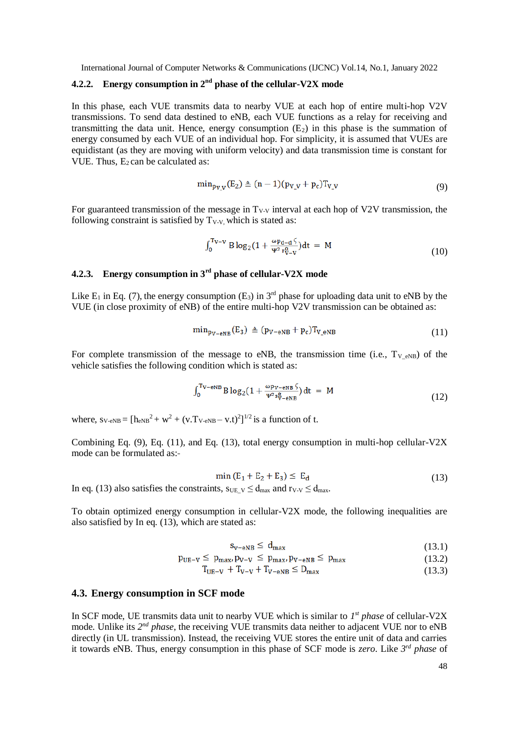### 4.2.2. Energy consumption in 2nd phase of the cellular-V2X mode

In this phase, each VUE transmits data to nearby VUE at each hop of entire multi-hop V2V transmissions. To send data destined to eNB, each VUE functions as a relay for receiving and transmitting the data unit. Hence, energy consumption ($E_2$) in this phase is the summation of energy consumed by each VUE of an individual hop. For simplicity, it is assumed that VUEs are equidistant (as they are moving with uniform velocity) and data transmission time is constant for VUE. Thus, $E_2$ can be calculated as:

$$\min_{p_{V\_V}}(E_2) \triangleq (n-1)(p_{V\_V} + p_c)T_{V\_V} \tag{9}$$

For guaranteed transmission of the message in $T_{V\text{-}V}$ interval at each hop of V2V transmission, the following constraint is satisfied by $T_{V\text{-}V}$, which is stated as:

$$\int_0^{T_{V-V}} B\log_2\left(1 + \frac{\omega p_{d-d}\,\zeta}{\Psi^2\, r_{V-V}^{\alpha}}\right)dt \;=\; M \tag{10}$$

### 4.2.3. Energy consumption in 3rd phase of cellular-V2X mode

Like $E_1$ in Eq. (7), the energy consumption ($E_3$) in 3rd phase for uploading data unit to eNB by the VUE (in close proximity of eNB) of the entire multi-hop V2V transmission can be obtained as:

$$\min_{p_{V-eNB}}(E_3) \;\triangleq\; (p_{V-eNB} + p_c)T_{V\_eNB} \tag{11}$$

For complete transmission of the message to eNB, the transmission time (i.e., $T_{V\_eNB}$) of the vehicle satisfies the following condition which is stated as:

$$\int_0^{T_{V-eNB}} B\log_2\left(1 + \frac{\omega p_{V-eNB}\,\zeta}{\Psi^2 s_{V-eNB}^{\alpha}}\right)dt \;=\; M \tag{12}$$

where, $s_{V\text{-}eNB} = [h_{eNB}{}^2 + w^2 + (v.T_{V\text{-}eNB} - v.t)^2]^{1/2}$ is a function of t.

Combining Eq. (9), Eq. (11), and Eq. (13), total energy consumption in multi-hop cellular-V2X mode can be formulated as:-

$$\min\,(E_1 + E_2 + E_3) \leq E_d \tag{13}$$

In eq. (13) also satisfies the constraints, $s_{UE\_V} \leq d_{max}$ and $r_{V\text{-}V} \leq d_{max}$.

To obtain optimized energy consumption in cellular-V2X mode, the following inequalities are also satisfied by In eq. (13), which are stated as:

$$s_{V-eNB} \leq d_{max} \tag{13.1}$$

$$p_{UE-V} \leq p_{max}, p_{V-V} \leq p_{max}, p_{V-eNB} \leq p_{max} \tag{13.2}$$

$$T_{UE-V} + T_{V-V} + T_{V-eNB} \leq D_{max} \tag{13.3}$$

## 4.3. Energy consumption in SCF mode

In SCF mode, UE transmits data unit to nearby VUE which is similar to *1st phase* of cellular-V2X mode. Unlike its *2nd phase*, the receiving VUE transmits data neither to adjacent VUE nor to eNB directly (in UL transmission). Instead, the receiving VUE stores the entire unit of data and carries it towards eNB. Thus, energy consumption in this phase of SCF mode is *zero*. Like *3rd phase* of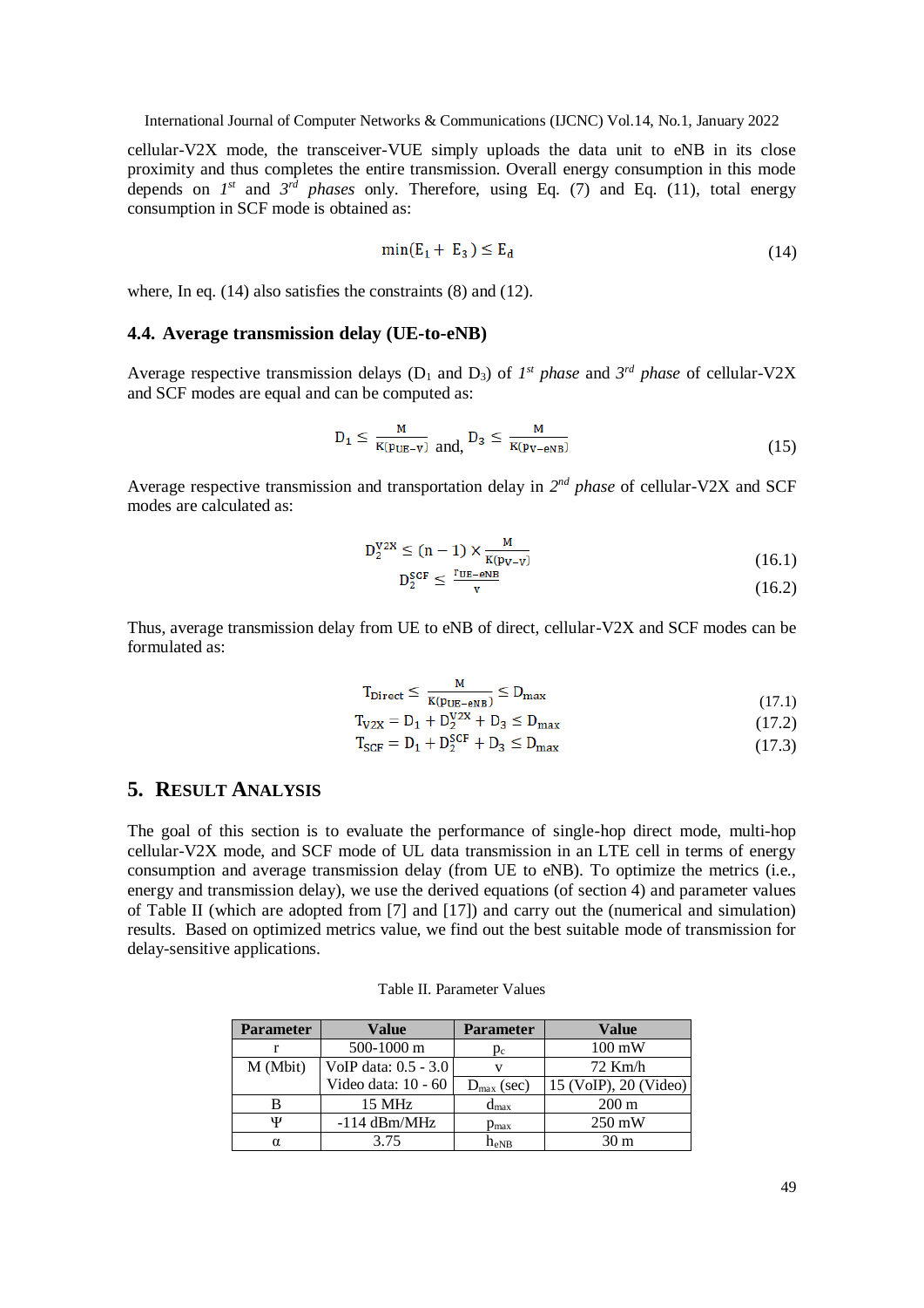cellular-V2X mode, the transceiver-VUE simply uploads the data unit to eNB in its close proximity and thus completes the entire transmission. Overall energy consumption in this mode depends on *1st* and *3rd phases* only. Therefore, using Eq. (7) and Eq. (11), total energy consumption in SCF mode is obtained as:

$$\min(E_1 + E_3) \leq E_d \tag{14}$$

where, In eq. (14) also satisfies the constraints (8) and (12).

### 4.4. Average transmission delay (UE-to-eNB)

Average respective transmission delays ($D_1$ and $D_3$) of *1st phase* and *3rd phase* of cellular-V2X and SCF modes are equal and can be computed as:

$$D_1 \leq \frac{M}{K(p_{UE-V})} \text{ and, } D_3 \leq \frac{M}{K(p_{V-eNB})} \tag{15}$$

Average respective transmission and transportation delay in *2nd phase* of cellular-V2X and SCF modes are calculated as:

$$D_2^{V2X} \leq (n-1) \times \frac{M}{K(p_{V-V})} \tag{16.1}$$

$$D_2^{SCF} \leq \frac{r_{UE-eNB}}{v} \tag{16.2}$$

Thus, average transmission delay from UE to eNB of direct, cellular-V2X and SCF modes can be formulated as:

$$T_{Direct} \leq \frac{M}{K(p_{UE-eNB})} \leq D_{max} \tag{17.1}$$

$$T_{V2X} = D_1 + D_2^{V2X} + D_3 \leq D_{max} \tag{17.2}$$

$$T_{SCF} = D_1 + D_2^{SCF} + D_3 \leq D_{max} \tag{17.3}$$

## 5. Result Analysis

The goal of this section is to evaluate the performance of single-hop direct mode, multi-hop cellular-V2X mode, and SCF mode of UL data transmission in an LTE cell in terms of energy consumption and average transmission delay (from UE to eNB). To optimize the metrics (i.e., energy and transmission delay), we use the derived equations (of section 4) and parameter values of Table II (which are adopted from [7] and [17]) and carry out the (numerical and simulation) results. Based on optimized metrics value, we find out the best suitable mode of transmission for delay-sensitive applications.

Table II. Parameter Values

| Parameter | Value | Parameter | Value |
|---|---|---|---|
| r | 500-1000 m | $p_c$ | 100 mW |
| M (Mbit) | VoIP data: 0.5 - 3.0 | v | 72 Km/h |
| | Video data: 10 - 60 | $D_{max}$ (sec) | 15 (VoIP), 20 (Video) |
| B | 15 MHz | $d_{max}$ | 200 m |
| Ψ | -114 dBm/MHz | $p_{max}$ | 250 mW |
| α | 3.75 | $h_{eNB}$ | 30 m |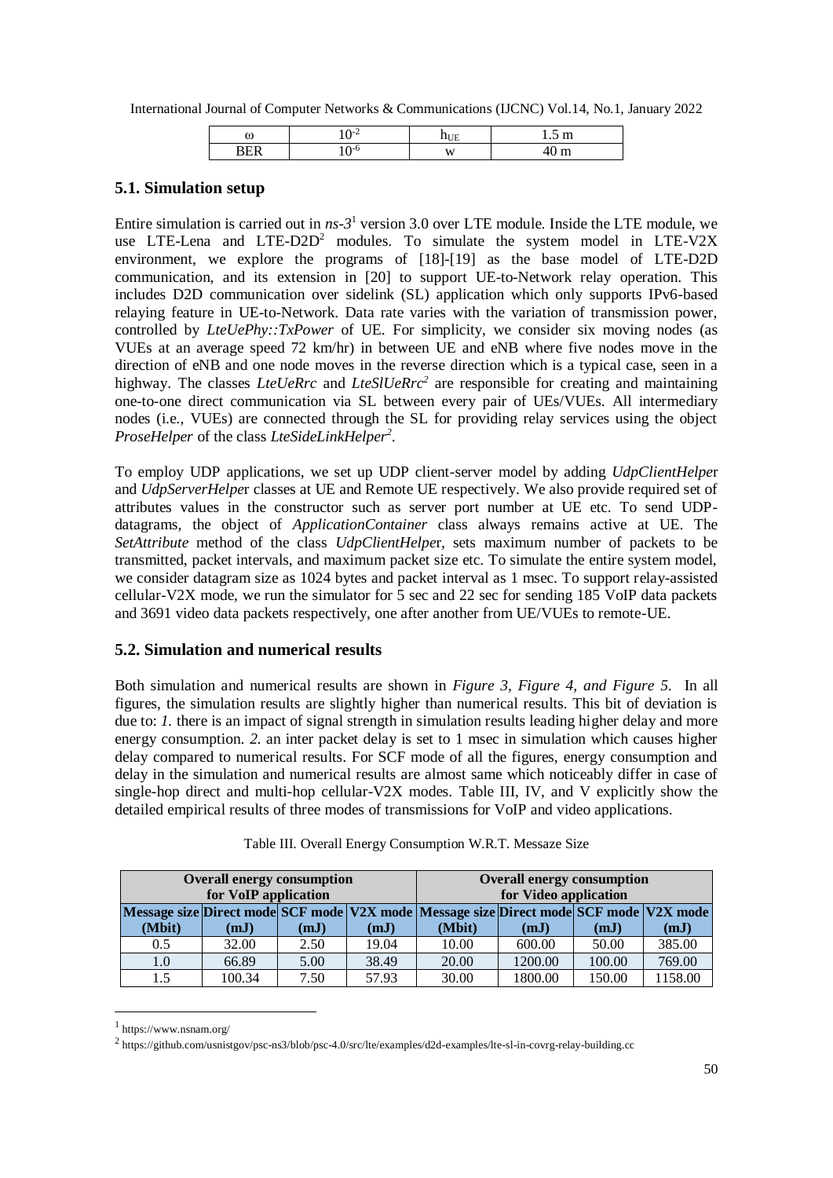| ω | $10^{-2}$ | $h_{UE}$ | 1.5 m |
|---|---|---|---|
| BER | $10^{-6}$ | w | 40 m |

### 5.1. Simulation setup

Entire simulation is carried out in *ns-3*[1] version 3.0 over LTE module. Inside the LTE module, we use LTE-Lena and LTE-D2D[2] modules. To simulate the system model in LTE-V2X environment, we explore the programs of [18]-[19] as the base model of LTE-D2D communication, and its extension in [20] to support UE-to-Network relay operation. This includes D2D communication over sidelink (SL) application which only supports IPv6-based relaying feature in UE-to-Network. Data rate varies with the variation of transmission power, controlled by *LteUePhy::TxPower* of UE. For simplicity, we consider six moving nodes (as VUEs at an average speed 72 km/hr) in between UE and eNB where five nodes move in the direction of eNB and one node moves in the reverse direction which is a typical case, seen in a highway. The classes *LteUeRrc* and *LteSlUeRrc*[2] are responsible for creating and maintaining one-to-one direct communication via SL between every pair of UEs/VUEs. All intermediary nodes (i.e., VUEs) are connected through the SL for providing relay services using the object *ProseHelper* of the class *LteSideLinkHelper*[2].

To employ UDP applications, we set up UDP client-server model by adding *UdpClientHelpe*r and *UdpServerHelpe*r classes at UE and Remote UE respectively. We also provide required set of attributes values in the constructor such as server port number at UE etc. To send UDP-datagrams, the object of *ApplicationContainer* class always remains active at UE. The *SetAttribute* method of the class *UdpClientHelpe*r, sets maximum number of packets to be transmitted, packet intervals, and maximum packet size etc. To simulate the entire system model, we consider datagram size as 1024 bytes and packet interval as 1 msec. To support relay-assisted cellular-V2X mode, we run the simulator for 5 sec and 22 sec for sending 185 VoIP data packets and 3691 video data packets respectively, one after another from UE/VUEs to remote-UE.

### 5.2. Simulation and numerical results

Both simulation and numerical results are shown in *Figure 3, Figure 4, and Figure 5.* In all figures, the simulation results are slightly higher than numerical results. This bit of deviation is due to: *1.* there is an impact of signal strength in simulation results leading higher delay and more energy consumption. *2.* an inter packet delay is set to 1 msec in simulation which causes higher delay compared to numerical results. For SCF mode of all the figures, energy consumption and delay in the simulation and numerical results are almost same which noticeably differ in case of single-hop direct and multi-hop cellular-V2X modes. Table III, IV, and V explicitly show the detailed empirical results of three modes of transmissions for VoIP and video applications.

Table III. Overall Energy Consumption W.R.T. Messaze Size

| **Overall energy consumption for VoIP application** | | | | **Overall energy consumption for Video application** | | | |
|---|---|---|---|---|---|---|---|
| **Message size (Mbit)** | **Direct mode (mJ)** | **SCF mode (mJ)** | **V2X mode (mJ)** | **Message size (Mbit)** | **Direct mode (mJ)** | **SCF mode (mJ)** | **V2X mode (mJ)** |
| 0.5 | 32.00 | 2.50 | 19.04 | 10.00 | 600.00 | 50.00 | 385.00 |
| 1.0 | 66.89 | 5.00 | 38.49 | 20.00 | 1200.00 | 100.00 | 769.00 |
| 1.5 | 100.34 | 7.50 | 57.93 | 30.00 | 1800.00 | 150.00 | 1158.00 |

[1] https://www.nsnam.org/

[2] https://github.com/usnistgov/psc-ns3/blob/psc-4.0/src/lte/examples/d2d-examples/lte-sl-in-covrg-relay-building.cc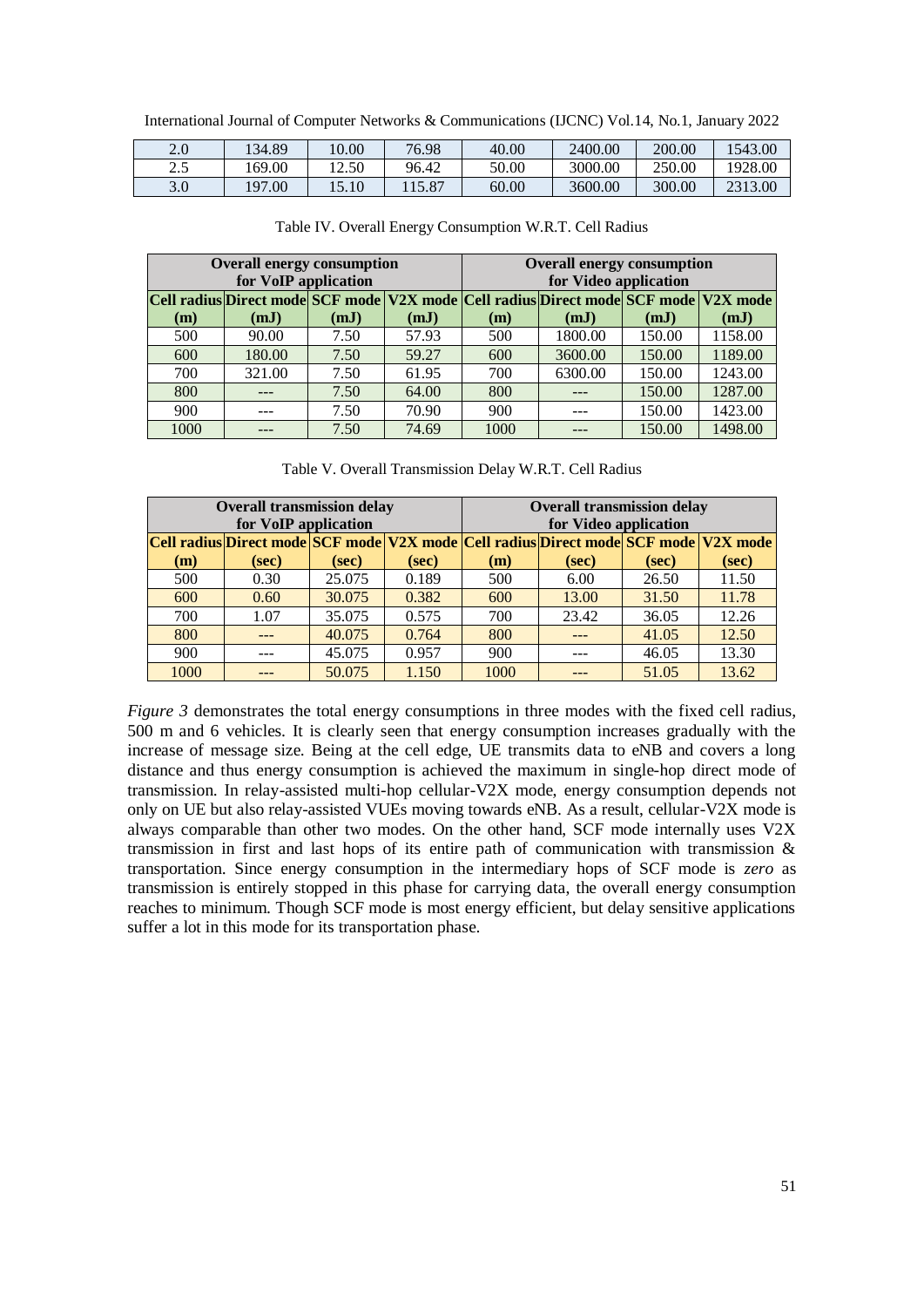| 2.0 | 134.89 | 10.00 | 76.98 | 40.00 | 2400.00 | 200.00 | 1543.00 |
|---|---|---|---|---|---|---|---|
| 2.5 | 169.00 | 12.50 | 96.42 | 50.00 | 3000.00 | 250.00 | 1928.00 |
| 3.0 | 197.00 | 15.10 | 115.87 | 60.00 | 3600.00 | 300.00 | 2313.00 |

Table IV. Overall Energy Consumption W.R.T. Cell Radius

| Overall energy consumption for VoIP application | | | | Overall energy consumption for Video application | | | |
|---|---|---|---|---|---|---|---|
| **Cell radius (m)** | **Direct mode (mJ)** | **SCF mode (mJ)** | **V2X mode (mJ)** | **Cell radius (m)** | **Direct mode (mJ)** | **SCF mode (mJ)** | **V2X mode (mJ)** |
| 500 | 90.00 | 7.50 | 57.93 | 500 | 1800.00 | 150.00 | 1158.00 |
| 600 | 180.00 | 7.50 | 59.27 | 600 | 3600.00 | 150.00 | 1189.00 |
| 700 | 321.00 | 7.50 | 61.95 | 700 | 6300.00 | 150.00 | 1243.00 |
| 800 | --- | 7.50 | 64.00 | 800 | --- | 150.00 | 1287.00 |
| 900 | --- | 7.50 | 70.90 | 900 | --- | 150.00 | 1423.00 |
| 1000 | --- | 7.50 | 74.69 | 1000 | --- | 150.00 | 1498.00 |

Table V. Overall Transmission Delay W.R.T. Cell Radius

| Overall transmission delay for VoIP application | | | | Overall transmission delay for Video application | | | |
|---|---|---|---|---|---|---|---|
| **Cell radius (m)** | **Direct mode (sec)** | **SCF mode (sec)** | **V2X mode (sec)** | **Cell radius (m)** | **Direct mode (sec)** | **SCF mode (sec)** | **V2X mode (sec)** |
| 500 | 0.30 | 25.075 | 0.189 | 500 | 6.00 | 26.50 | 11.50 |
| 600 | 0.60 | 30.075 | 0.382 | 600 | 13.00 | 31.50 | 11.78 |
| 700 | 1.07 | 35.075 | 0.575 | 700 | 23.42 | 36.05 | 12.26 |
| 800 | --- | 40.075 | 0.764 | 800 | --- | 41.05 | 12.50 |
| 900 | --- | 45.075 | 0.957 | 900 | --- | 46.05 | 13.30 |
| 1000 | --- | 50.075 | 1.150 | 1000 | --- | 51.05 | 13.62 |

*Figure 3* demonstrates the total energy consumptions in three modes with the fixed cell radius, 500 m and 6 vehicles. It is clearly seen that energy consumption increases gradually with the increase of message size. Being at the cell edge, UE transmits data to eNB and covers a long distance and thus energy consumption is achieved the maximum in single-hop direct mode of transmission. In relay-assisted multi-hop cellular-V2X mode, energy consumption depends not only on UE but also relay-assisted VUEs moving towards eNB. As a result, cellular-V2X mode is always comparable than other two modes. On the other hand, SCF mode internally uses V2X transmission in first and last hops of its entire path of communication with transmission & transportation. Since energy consumption in the intermediary hops of SCF mode is *zero* as transmission is entirely stopped in this phase for carrying data, the overall energy consumption reaches to minimum. Though SCF mode is most energy efficient, but delay sensitive applications suffer a lot in this mode for its transportation phase.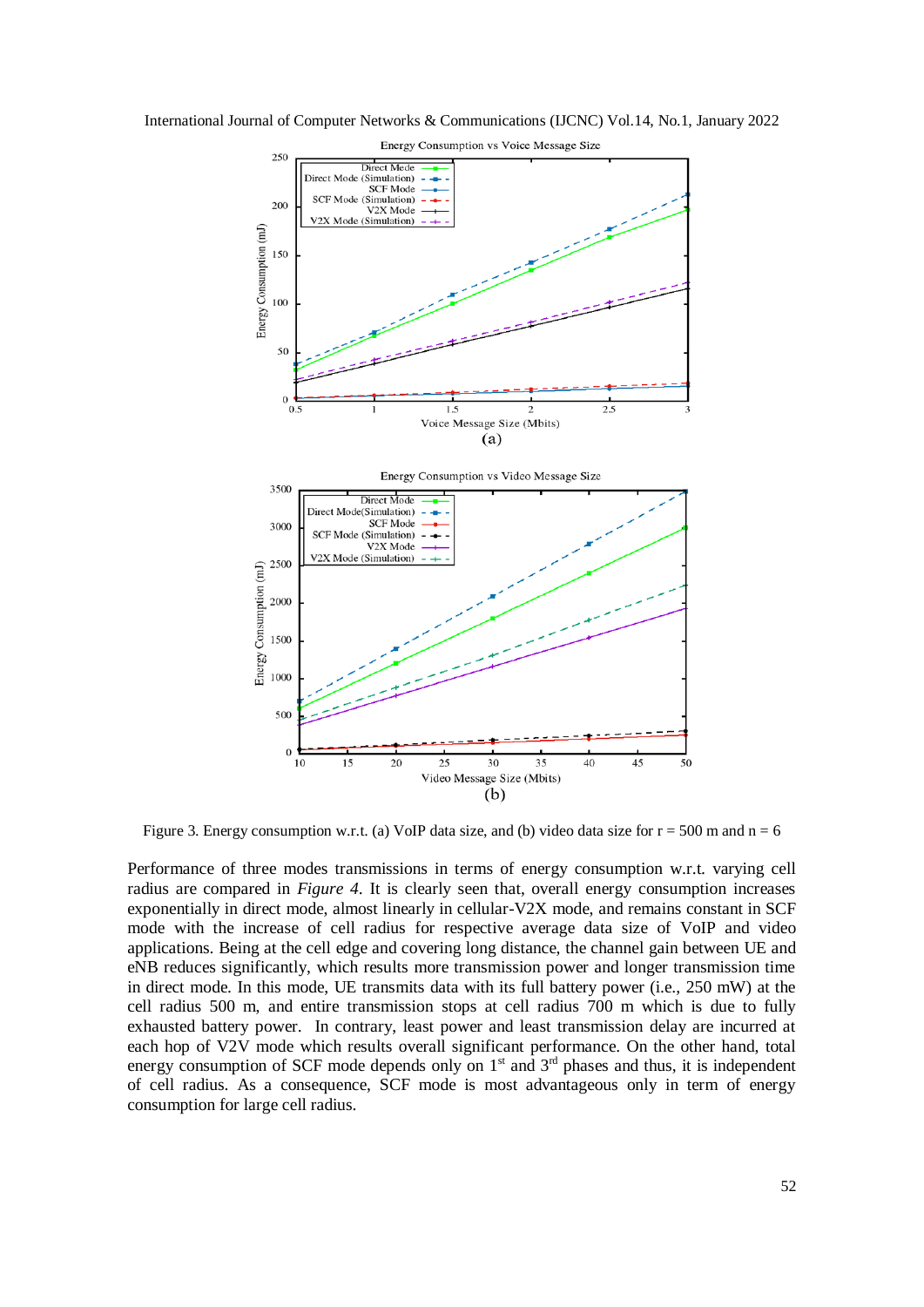Figure 3. Energy consumption w.r.t. (a) VoIP data size, and (b) video data size for r = 500 m and n = 6

Performance of three modes transmissions in terms of energy consumption w.r.t. varying cell radius are compared in *Figure 4*. It is clearly seen that, overall energy consumption increases exponentially in direct mode, almost linearly in cellular-V2X mode, and remains constant in SCF mode with the increase of cell radius for respective average data size of VoIP and video applications. Being at the cell edge and covering long distance, the channel gain between UE and eNB reduces significantly, which results more transmission power and longer transmission time in direct mode. In this mode, UE transmits data with its full battery power (i.e., 250 mW) at the cell radius 500 m, and entire transmission stops at cell radius 700 m which is due to fully exhausted battery power. In contrary, least power and least transmission delay are incurred at each hop of V2V mode which results overall significant performance. On the other hand, total energy consumption of SCF mode depends only on 1st and 3rd phases and thus, it is independent of cell radius. As a consequence, SCF mode is most advantageous only in term of energy consumption for large cell radius.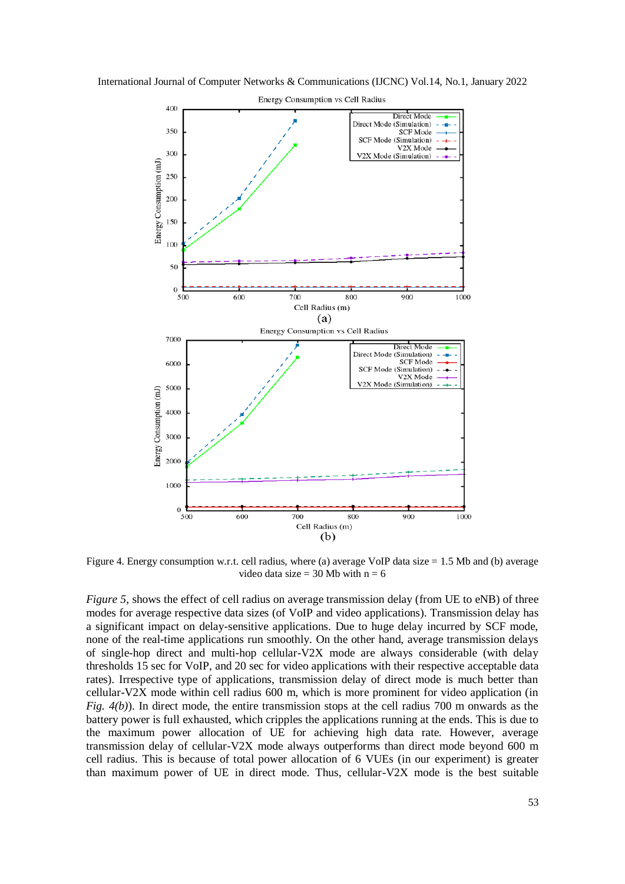Figure 4. Energy consumption w.r.t. cell radius, where (a) average VoIP data size = 1.5 Mb and (b) average video data size = 30 Mb with n = 6

*Figure 5*, shows the effect of cell radius on average transmission delay (from UE to eNB) of three modes for average respective data sizes (of VoIP and video applications). Transmission delay has a significant impact on delay-sensitive applications. Due to huge delay incurred by SCF mode, none of the real-time applications run smoothly. On the other hand, average transmission delays of single-hop direct and multi-hop cellular-V2X mode are always considerable (with delay thresholds 15 sec for VoIP, and 20 sec for video applications with their respective acceptable data rates). Irrespective type of applications, transmission delay of direct mode is much better than cellular-V2X mode within cell radius 600 m, which is more prominent for video application (in *Fig. 4(b)*). In direct mode, the entire transmission stops at the cell radius 700 m onwards as the battery power is full exhausted, which cripples the applications running at the ends. This is due to the maximum power allocation of UE for achieving high data rate. However, average transmission delay of cellular-V2X mode always outperforms than direct mode beyond 600 m cell radius. This is because of total power allocation of 6 VUEs (in our experiment) is greater than maximum power of UE in direct mode. Thus, cellular-V2X mode is the best suitable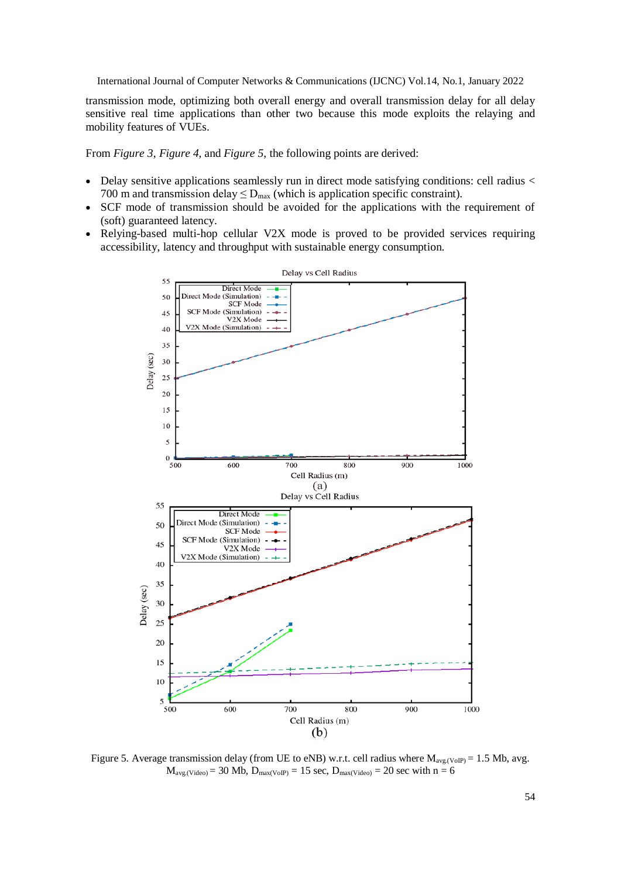transmission mode, optimizing both overall energy and overall transmission delay for all delay sensitive real time applications than other two because this mode exploits the relaying and mobility features of VUEs.

From *Figure 3*, *Figure 4*, and *Figure 5*, the following points are derived:

- Delay sensitive applications seamlessly run in direct mode satisfying conditions: cell radius < 700 m and transmission delay $\leq D_{max}$ (which is application specific constraint).
- SCF mode of transmission should be avoided for the applications with the requirement of (soft) guaranteed latency.
- Relying-based multi-hop cellular V2X mode is proved to be provided services requiring accessibility, latency and throughput with sustainable energy consumption.

Figure 5. Average transmission delay (from UE to eNB) w.r.t. cell radius where $M_{avg.(VoIP)}$ = 1.5 Mb, avg. $M_{avg.(Video)}$ = 30 Mb, $D_{max(VoIP)}$ = 15 sec, $D_{max(Video)}$ = 20 sec with n = 6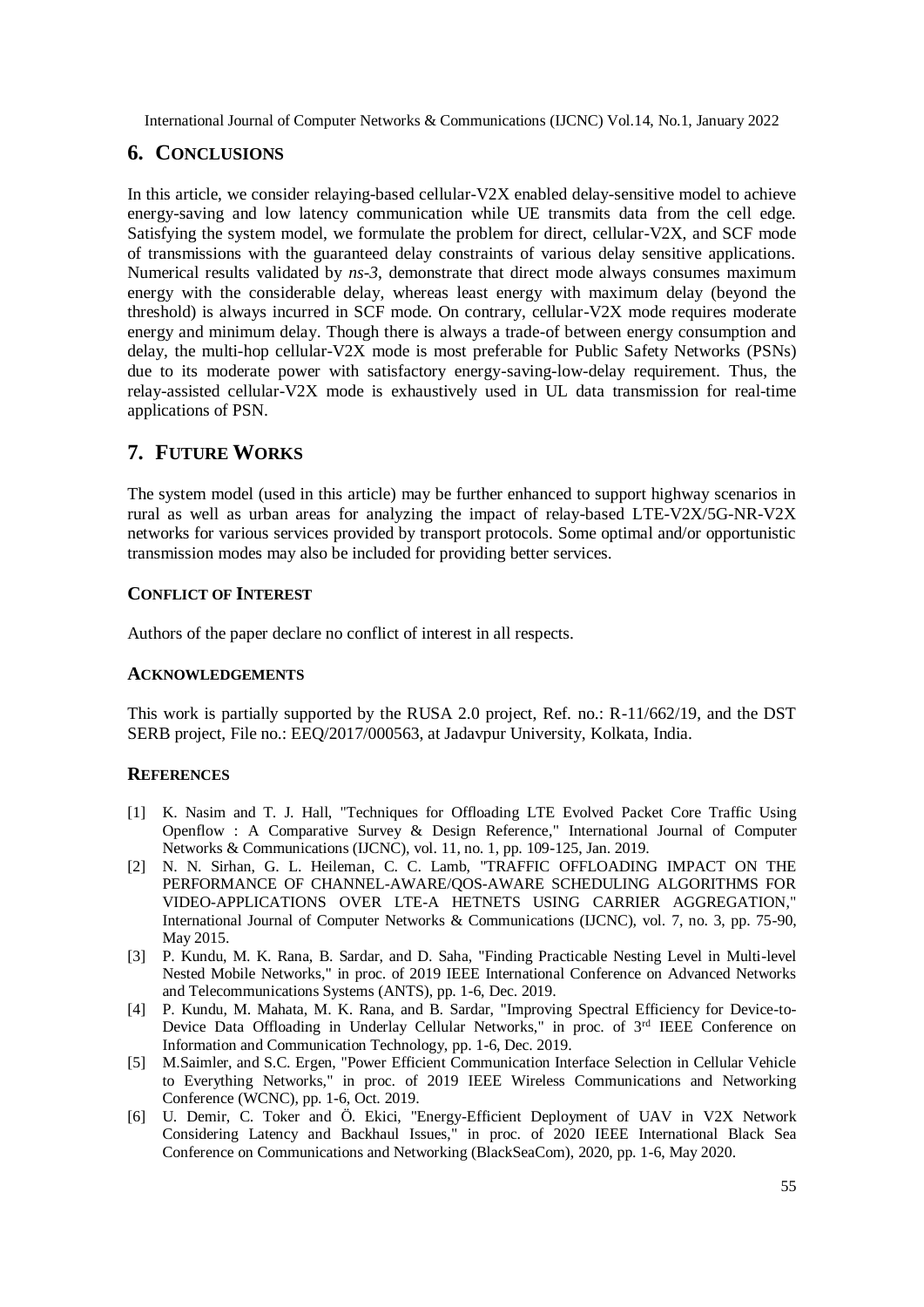## 6. CONCLUSIONS

In this article, we consider relaying-based cellular-V2X enabled delay-sensitive model to achieve energy-saving and low latency communication while UE transmits data from the cell edge. Satisfying the system model, we formulate the problem for direct, cellular-V2X, and SCF mode of transmissions with the guaranteed delay constraints of various delay sensitive applications. Numerical results validated by *ns-3*, demonstrate that direct mode always consumes maximum energy with the considerable delay, whereas least energy with maximum delay (beyond the threshold) is always incurred in SCF mode. On contrary, cellular-V2X mode requires moderate energy and minimum delay. Though there is always a trade-of between energy consumption and delay, the multi-hop cellular-V2X mode is most preferable for Public Safety Networks (PSNs) due to its moderate power with satisfactory energy-saving-low-delay requirement. Thus, the relay-assisted cellular-V2X mode is exhaustively used in UL data transmission for real-time applications of PSN.

## 7. FUTURE WORKS

The system model (used in this article) may be further enhanced to support highway scenarios in rural as well as urban areas for analyzing the impact of relay-based LTE-V2X/5G-NR-V2X networks for various services provided by transport protocols. Some optimal and/or opportunistic transmission modes may also be included for providing better services.

### CONFLICT OF INTEREST

Authors of the paper declare no conflict of interest in all respects.

### ACKNOWLEDGEMENTS

This work is partially supported by the RUSA 2.0 project, Ref. no.: R-11/662/19, and the DST SERB project, File no.: EEQ/2017/000563, at Jadavpur University, Kolkata, India.

### REFERENCES

[1] K. Nasim and T. J. Hall, "Techniques for Offloading LTE Evolved Packet Core Traffic Using Openflow : A Comparative Survey & Design Reference," International Journal of Computer Networks & Communications (IJCNC), vol. 11, no. 1, pp. 109-125, Jan. 2019.

[2] N. N. Sirhan, G. L. Heileman, C. C. Lamb, "TRAFFIC OFFLOADING IMPACT ON THE PERFORMANCE OF CHANNEL-AWARE/QOS-AWARE SCHEDULING ALGORITHMS FOR VIDEO-APPLICATIONS OVER LTE-A HETNETS USING CARRIER AGGREGATION," International Journal of Computer Networks & Communications (IJCNC), vol. 7, no. 3, pp. 75-90, May 2015.

[3] P. Kundu, M. K. Rana, B. Sardar, and D. Saha, "Finding Practicable Nesting Level in Multi-level Nested Mobile Networks," in proc. of 2019 IEEE International Conference on Advanced Networks and Telecommunications Systems (ANTS), pp. 1-6, Dec. 2019.

[4] P. Kundu, M. Mahata, M. K. Rana, and B. Sardar, "Improving Spectral Efficiency for Device-to-Device Data Offloading in Underlay Cellular Networks," in proc. of 3rd IEEE Conference on Information and Communication Technology, pp. 1-6, Dec. 2019.

[5] M.Saimler, and S.C. Ergen, "Power Efficient Communication Interface Selection in Cellular Vehicle to Everything Networks," in proc. of 2019 IEEE Wireless Communications and Networking Conference (WCNC), pp. 1-6, Oct. 2019.

[6] U. Demir, C. Toker and Ö. Ekici, "Energy-Efficient Deployment of UAV in V2X Network Considering Latency and Backhaul Issues," in proc. of 2020 IEEE International Black Sea Conference on Communications and Networking (BlackSeaCom), 2020, pp. 1-6, May 2020.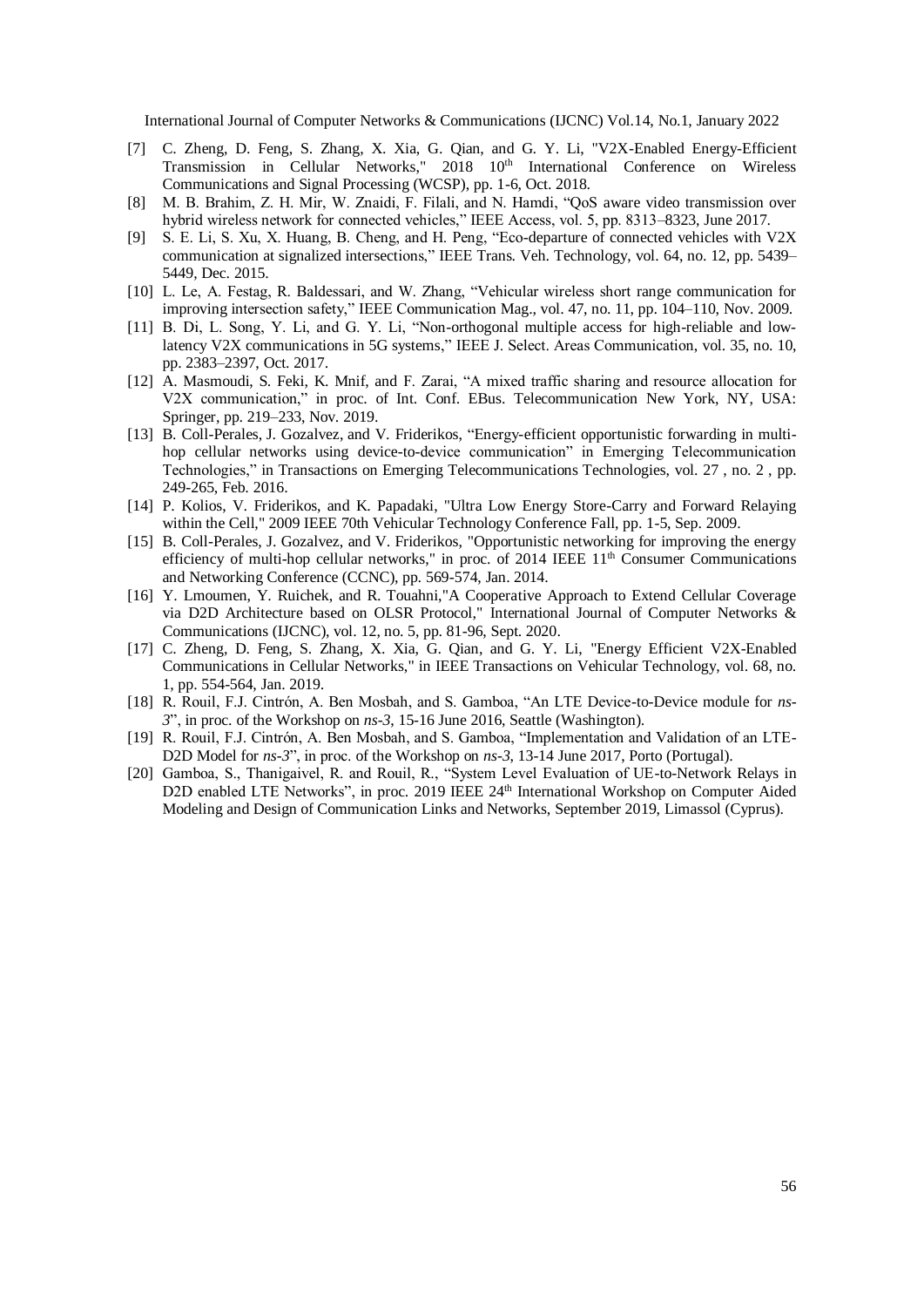[7] C. Zheng, D. Feng, S. Zhang, X. Xia, G. Qian, and G. Y. Li, "V2X-Enabled Energy-Efficient Transmission in Cellular Networks," 2018 10th International Conference on Wireless Communications and Signal Processing (WCSP), pp. 1-6, Oct. 2018.

[8] M. B. Brahim, Z. H. Mir, W. Znaidi, F. Filali, and N. Hamdi, "QoS aware video transmission over hybrid wireless network for connected vehicles," IEEE Access, vol. 5, pp. 8313–8323, June 2017.

[9] S. E. Li, S. Xu, X. Huang, B. Cheng, and H. Peng, "Eco-departure of connected vehicles with V2X communication at signalized intersections," IEEE Trans. Veh. Technology, vol. 64, no. 12, pp. 5439–5449, Dec. 2015.

[10] L. Le, A. Festag, R. Baldessari, and W. Zhang, "Vehicular wireless short range communication for improving intersection safety," IEEE Communication Mag., vol. 47, no. 11, pp. 104–110, Nov. 2009.

[11] B. Di, L. Song, Y. Li, and G. Y. Li, "Non-orthogonal multiple access for high-reliable and low-latency V2X communications in 5G systems," IEEE J. Select. Areas Communication, vol. 35, no. 10, pp. 2383–2397, Oct. 2017.

[12] A. Masmoudi, S. Feki, K. Mnif, and F. Zarai, "A mixed traffic sharing and resource allocation for V2X communication," in proc. of Int. Conf. EBus. Telecommunication New York, NY, USA: Springer, pp. 219–233, Nov. 2019.

[13] B. Coll-Perales, J. Gozalvez, and V. Friderikos, "Energy-efficient opportunistic forwarding in multi-hop cellular networks using device-to-device communication" in Emerging Telecommunication Technologies," in Transactions on Emerging Telecommunications Technologies, vol. 27 , no. 2 , pp. 249-265, Feb. 2016.

[14] P. Kolios, V. Friderikos, and K. Papadaki, "Ultra Low Energy Store-Carry and Forward Relaying within the Cell," 2009 IEEE 70th Vehicular Technology Conference Fall, pp. 1-5, Sep. 2009.

[15] B. Coll-Perales, J. Gozalvez, and V. Friderikos, "Opportunistic networking for improving the energy efficiency of multi-hop cellular networks," in proc. of 2014 IEEE 11th Consumer Communications and Networking Conference (CCNC), pp. 569-574, Jan. 2014.

[16] Y. Lmoumen, Y. Ruichek, and R. Touahni,"A Cooperative Approach to Extend Cellular Coverage via D2D Architecture based on OLSR Protocol," International Journal of Computer Networks & Communications (IJCNC), vol. 12, no. 5, pp. 81-96, Sept. 2020.

[17] C. Zheng, D. Feng, S. Zhang, X. Xia, G. Qian, and G. Y. Li, "Energy Efficient V2X-Enabled Communications in Cellular Networks," in IEEE Transactions on Vehicular Technology, vol. 68, no. 1, pp. 554-564, Jan. 2019.

[18] R. Rouil, F.J. Cintrón, A. Ben Mosbah, and S. Gamboa, "An LTE Device-to-Device module for *ns-3*", in proc. of the Workshop on *ns-3*, 15-16 June 2016, Seattle (Washington).

[19] R. Rouil, F.J. Cintrón, A. Ben Mosbah, and S. Gamboa, "Implementation and Validation of an LTE-D2D Model for *ns-3*", in proc. of the Workshop on *ns-3*, 13-14 June 2017, Porto (Portugal).

[20] Gamboa, S., Thanigaivel, R. and Rouil, R., "System Level Evaluation of UE-to-Network Relays in D2D enabled LTE Networks", in proc. 2019 IEEE 24th International Workshop on Computer Aided Modeling and Design of Communication Links and Networks, September 2019, Limassol (Cyprus).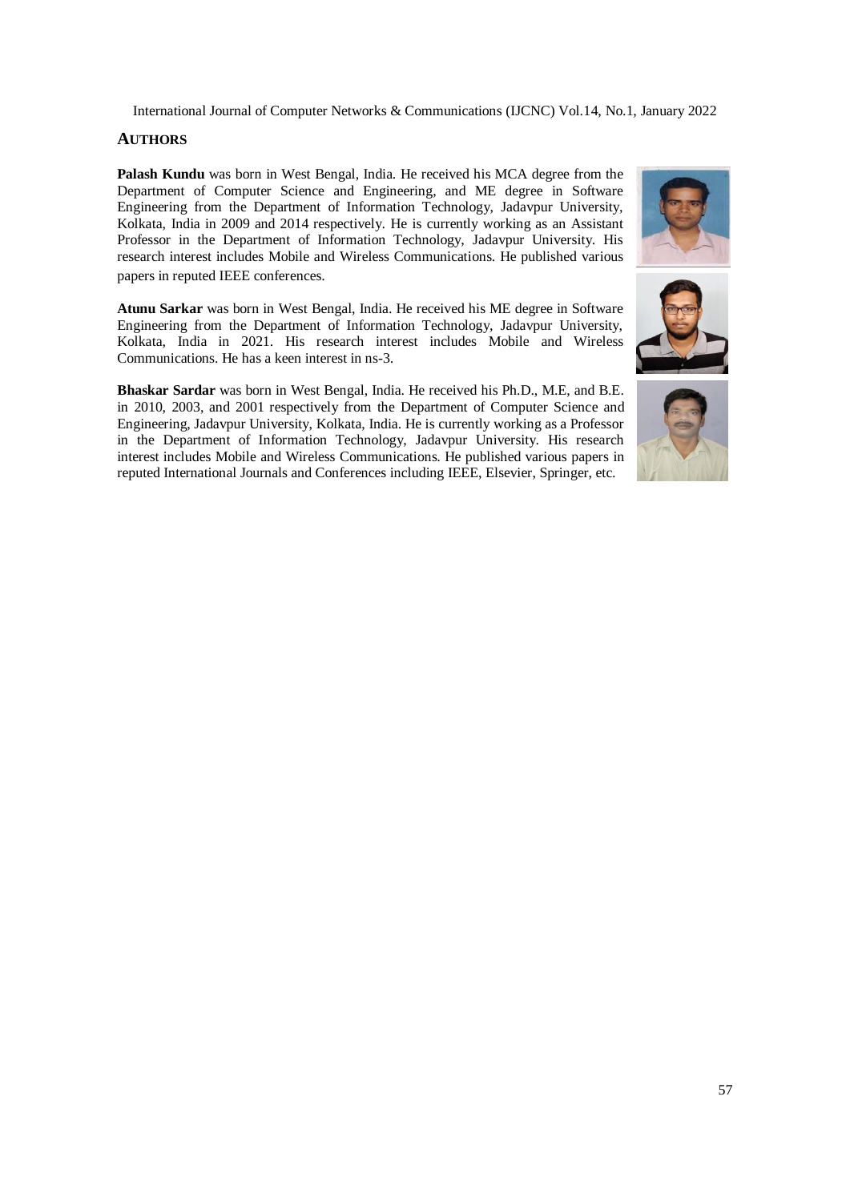## AUTHORS

**Palash Kundu** was born in West Bengal, India. He received his MCA degree from the Department of Computer Science and Engineering, and ME degree in Software Engineering from the Department of Information Technology, Jadavpur University, Kolkata, India in 2009 and 2014 respectively. He is currently working as an Assistant Professor in the Department of Information Technology, Jadavpur University. His research interest includes Mobile and Wireless Communications. He published various papers in reputed IEEE conferences.

**Atunu Sarkar** was born in West Bengal, India. He received his ME degree in Software Engineering from the Department of Information Technology, Jadavpur University, Kolkata, India in 2021. His research interest includes Mobile and Wireless Communications. He has a keen interest in ns-3.

**Bhaskar Sardar** was born in West Bengal, India. He received his Ph.D., M.E, and B.E. in 2010, 2003, and 2001 respectively from the Department of Computer Science and Engineering, Jadavpur University, Kolkata, India. He is currently working as a Professor in the Department of Information Technology, Jadavpur University. His research interest includes Mobile and Wireless Communications. He published various papers in reputed International Journals and Conferences including IEEE, Elsevier, Springer, etc.